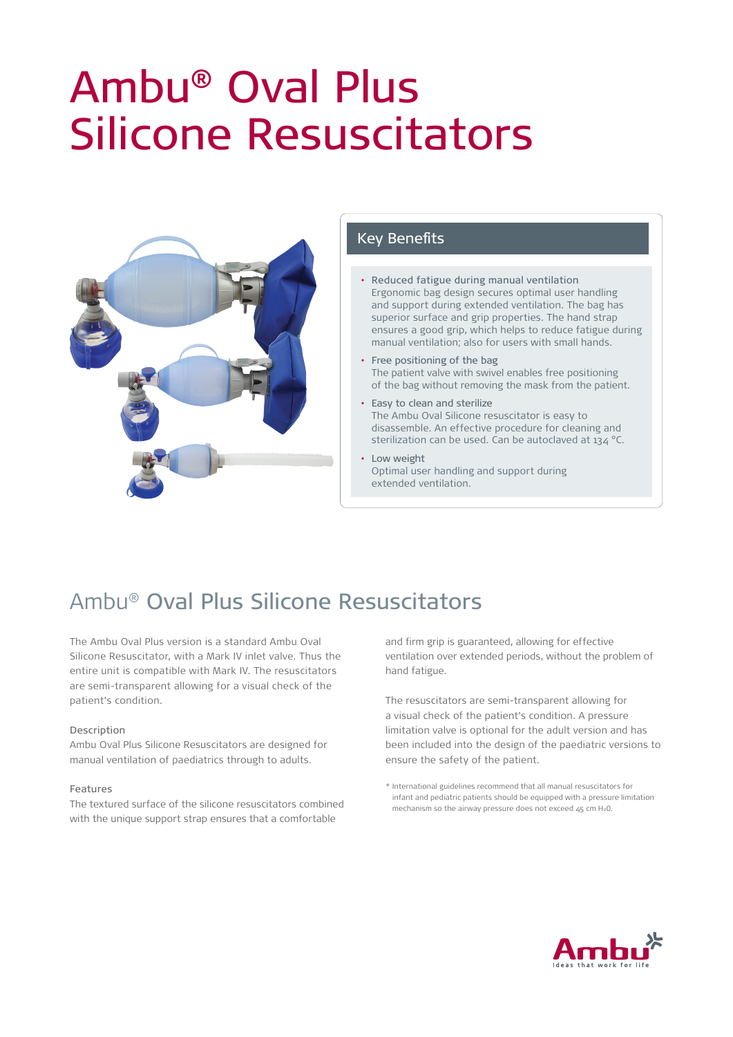# Ambu® Oval Plus Silicone Resuscitators

## Key Benefits

- Reduced fatigue during manual ventilation
  Ergonomic bag design secures optimal user handling and support during extended ventilation. The bag has superior surface and grip properties. The hand strap ensures a good grip, which helps to reduce fatigue during manual ventilation; also for users with small hands.
- Free positioning of the bag
  The patient valve with swivel enables free positioning of the bag without removing the mask from the patient.
- Easy to clean and sterilize
  The Ambu Oval Silicone resuscitator is easy to disassemble. An effective procedure for cleaning and sterilization can be used. Can be autoclaved at 134 °C.
- Low weight
  Optimal user handling and support during extended ventilation.

## Ambu® Oval Plus Silicone Resuscitators

The Ambu Oval Plus version is a standard Ambu Oval Silicone Resuscitator, with a Mark IV inlet valve. Thus the entire unit is compatible with Mark IV. The resuscitators are semi-transparent allowing for a visual check of the patient's condition.

### Description

Ambu Oval Plus Silicone Resuscitators are designed for manual ventilation of paediatrics through to adults.

### Features

The textured surface of the silicone resuscitators combined with the unique support strap ensures that a comfortable and firm grip is guaranteed, allowing for effective ventilation over extended periods, without the problem of hand fatigue.

The resuscitators are semi-transparent allowing for a visual check of the patient's condition. A pressure limitation valve is optional for the adult version and has been included into the design of the paediatric versions to ensure the safety of the patient.

* International guidelines recommend that all manual resuscitators for infant and pediatric patients should be equipped with a pressure limitation mechanism so the airway pressure does not exceed 45 cm $H_2O$.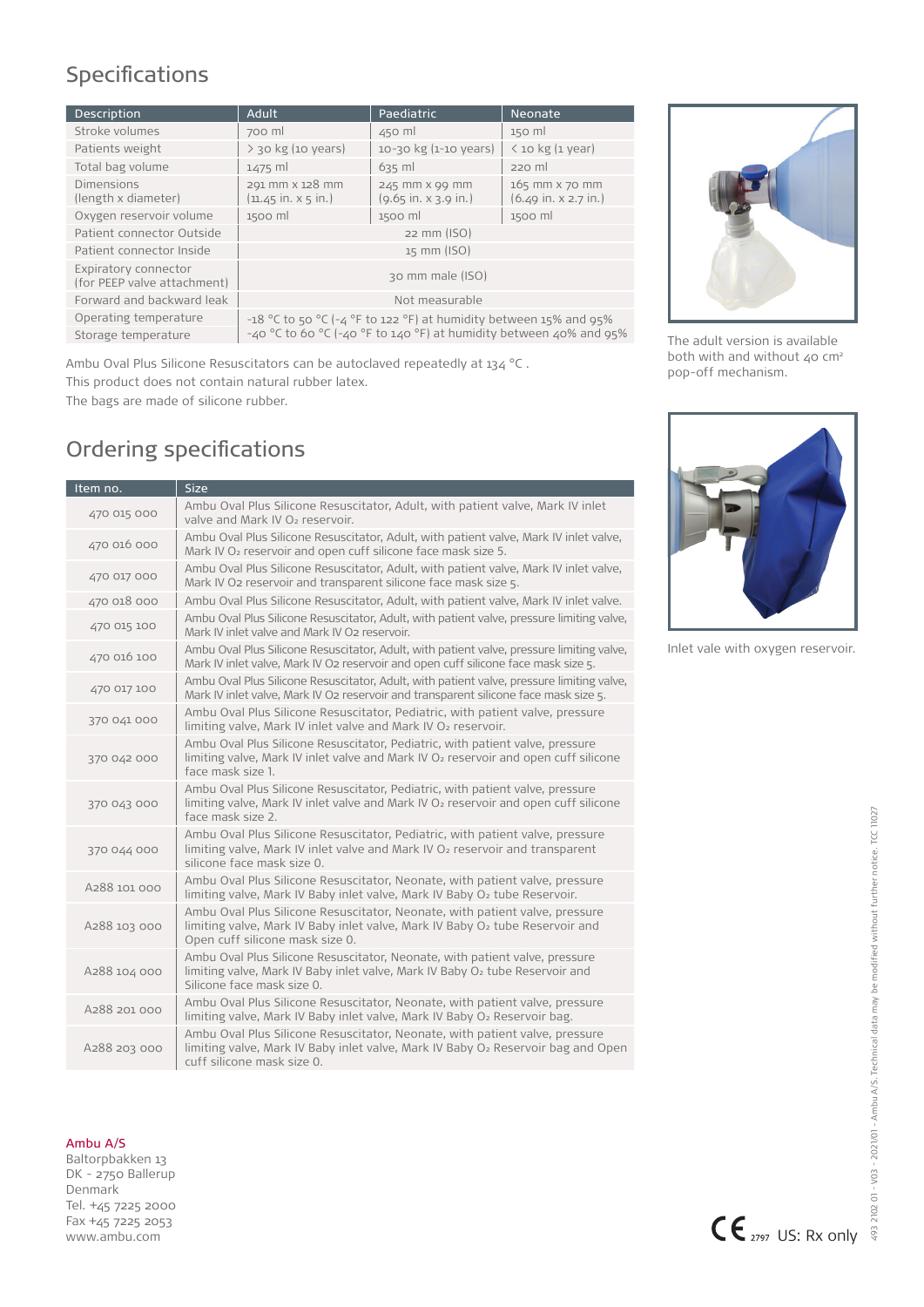# Specifications

| Description | Adult | Paediatric | Neonate |
|---|---|---|---|
| Stroke volumes | 700 ml | 450 ml | 150 ml |
| Patients weight | > 30 kg (10 years) | 10-30 kg (1-10 years) | < 10 kg (1 year) |
| Total bag volume | 1475 ml | 635 ml | 220 ml |
| Dimensions (length x diameter) | 291 mm x 128 mm (11.45 in. x 5 in.) | 245 mm x 99 mm (9.65 in. x 3.9 in.) | 165 mm x 70 mm (6.49 in. x 2.7 in.) |
| Oxygen reservoir volume | 1500 ml | 1500 ml | 1500 ml |
| Patient connector Outside | 22 mm (ISO) | | |
| Patient connector Inside | 15 mm (ISO) | | |
| Expiratory connector (for PEEP valve attachment) | 30 mm male (ISO) | | |
| Forward and backward leak | Not measurable | | |
| Operating temperature | -18 °C to 50 °C (-4 °F to 122 °F) at humidity between 15% and 95% | | |
| Storage temperature | -40 °C to 60 °C (-40 °F to 140 °F) at humidity between 40% and 95% | | |

Ambu Oval Plus Silicone Resuscitators can be autoclaved repeatedly at 134 °C .
This product does not contain natural rubber latex.
The bags are made of silicone rubber.

The adult version is available both with and without 40 cm² pop-off mechanism.

Inlet vale with oxygen reservoir.

# Ordering specifications

| Item no. | Size |
|---|---|
| 470 015 000 | Ambu Oval Plus Silicone Resuscitator, Adult, with patient valve, Mark IV inlet valve and Mark IV $O_2$ reservoir. |
| 470 016 000 | Ambu Oval Plus Silicone Resuscitator, Adult, with patient valve, Mark IV inlet valve, Mark IV $O_2$ reservoir and open cuff silicone face mask size 5. |
| 470 017 000 | Ambu Oval Plus Silicone Resuscitator, Adult, with patient valve, Mark IV inlet valve, Mark IV O2 reservoir and transparent silicone face mask size 5. |
| 470 018 000 | Ambu Oval Plus Silicone Resuscitator, Adult, with patient valve, Mark IV inlet valve. |
| 470 015 100 | Ambu Oval Plus Silicone Resuscitator, Adult, with patient valve, pressure limiting valve, Mark IV inlet valve and Mark IV O2 reservoir. |
| 470 016 100 | Ambu Oval Plus Silicone Resuscitator, Adult, with patient valve, pressure limiting valve, Mark IV inlet valve, Mark IV O2 reservoir and open cuff silicone face mask size 5. |
| 470 017 100 | Ambu Oval Plus Silicone Resuscitator, Adult, with patient valve, pressure limiting valve, Mark IV inlet valve, Mark IV O2 reservoir and transparent silicone face mask size 5. |
| 370 041 000 | Ambu Oval Plus Silicone Resuscitator, Pediatric, with patient valve, pressure limiting valve, Mark IV inlet valve and Mark IV $O_2$ reservoir. |
| 370 042 000 | Ambu Oval Plus Silicone Resuscitator, Pediatric, with patient valve, pressure limiting valve, Mark IV inlet valve and Mark IV $O_2$ reservoir and open cuff silicone face mask size 1. |
| 370 043 000 | Ambu Oval Plus Silicone Resuscitator, Pediatric, with patient valve, pressure limiting valve, Mark IV inlet valve and Mark IV $O_2$ reservoir and open cuff silicone face mask size 2. |
| 370 044 000 | Ambu Oval Plus Silicone Resuscitator, Pediatric, with patient valve, pressure limiting valve, Mark IV inlet valve and Mark IV $O_2$ reservoir and transparent silicone face mask size 0. |
| A288 101 000 | Ambu Oval Plus Silicone Resuscitator, Neonate, with patient valve, pressure limiting valve, Mark IV Baby inlet valve, Mark IV Baby $O_2$ tube Reservoir. |
| A288 103 000 | Ambu Oval Plus Silicone Resuscitator, Neonate, with patient valve, pressure limiting valve, Mark IV Baby inlet valve, Mark IV Baby $O_2$ tube Reservoir and Open cuff silicone mask size 0. |
| A288 104 000 | Ambu Oval Plus Silicone Resuscitator, Neonate, with patient valve, pressure limiting valve, Mark IV Baby inlet valve, Mark IV Baby $O_2$ tube Reservoir and Silicone face mask size 0. |
| A288 201 000 | Ambu Oval Plus Silicone Resuscitator, Neonate, with patient valve, pressure limiting valve, Mark IV Baby inlet valve, Mark IV Baby $O_2$ Reservoir bag. |
| A288 203 000 | Ambu Oval Plus Silicone Resuscitator, Neonate, with patient valve, pressure limiting valve, Mark IV Baby inlet valve, Mark IV Baby $O_2$ Reservoir bag and Open cuff silicone mask size 0. |

**Ambu A/S**
Baltorpbakken 13
DK - 2750 Ballerup
Denmark
Tel. +45 7225 2000
Fax +45 7225 2053
www.ambu.com

CE 2797 US: Rx only

493 2102 01 - V03 - 2021/01 - Ambu A/S. Technical data may be modified without further notice. TCC 11027